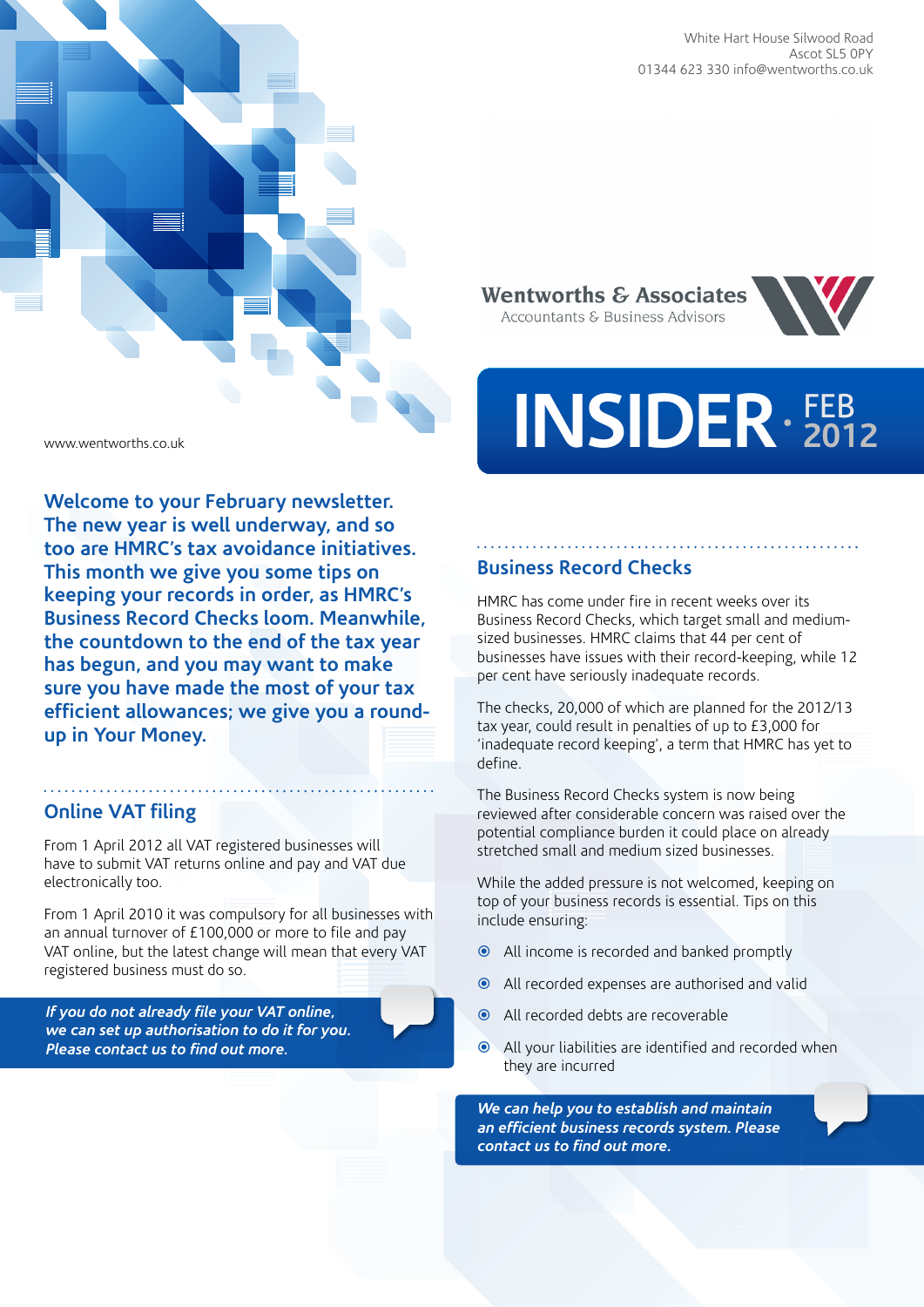White Hart House Silwood Road
Ascot SL5 0PY
01344 623 330 info@wentworths.co.uk

**Wentworths & Associates**
Accountants & Business Advisors

# INSIDER · FEB 2012

www.wentworths.co.uk

**Welcome to your February newsletter. The new year is well underway, and so too are HMRC's tax avoidance initiatives. This month we give you some tips on keeping your records in order, as HMRC's Business Record Checks loom. Meanwhile, the countdown to the end of the tax year has begun, and you may want to make sure you have made the most of your tax efficient allowances; we give you a round-up in Your Money.**

## Online VAT filing

From 1 April 2012 all VAT registered businesses will have to submit VAT returns online and pay and VAT due electronically too.

From 1 April 2010 it was compulsory for all businesses with an annual turnover of £100,000 or more to file and pay VAT online, but the latest change will mean that every VAT registered business must do so.

***If you do not already file your VAT online, we can set up authorisation to do it for you. Please contact us to find out more.***

## Business Record Checks

HMRC has come under fire in recent weeks over its Business Record Checks, which target small and medium-sized businesses. HMRC claims that 44 per cent of businesses have issues with their record-keeping, while 12 per cent have seriously inadequate records.

The checks, 20,000 of which are planned for the 2012/13 tax year, could result in penalties of up to £3,000 for 'inadequate record keeping', a term that HMRC has yet to define.

The Business Record Checks system is now being reviewed after considerable concern was raised over the potential compliance burden it could place on already stretched small and medium sized businesses.

While the added pressure is not welcomed, keeping on top of your business records is essential. Tips on this include ensuring:

- All income is recorded and banked promptly
- All recorded expenses are authorised and valid
- All recorded debts are recoverable
- All your liabilities are identified and recorded when they are incurred

***We can help you to establish and maintain an efficient business records system. Please contact us to find out more.***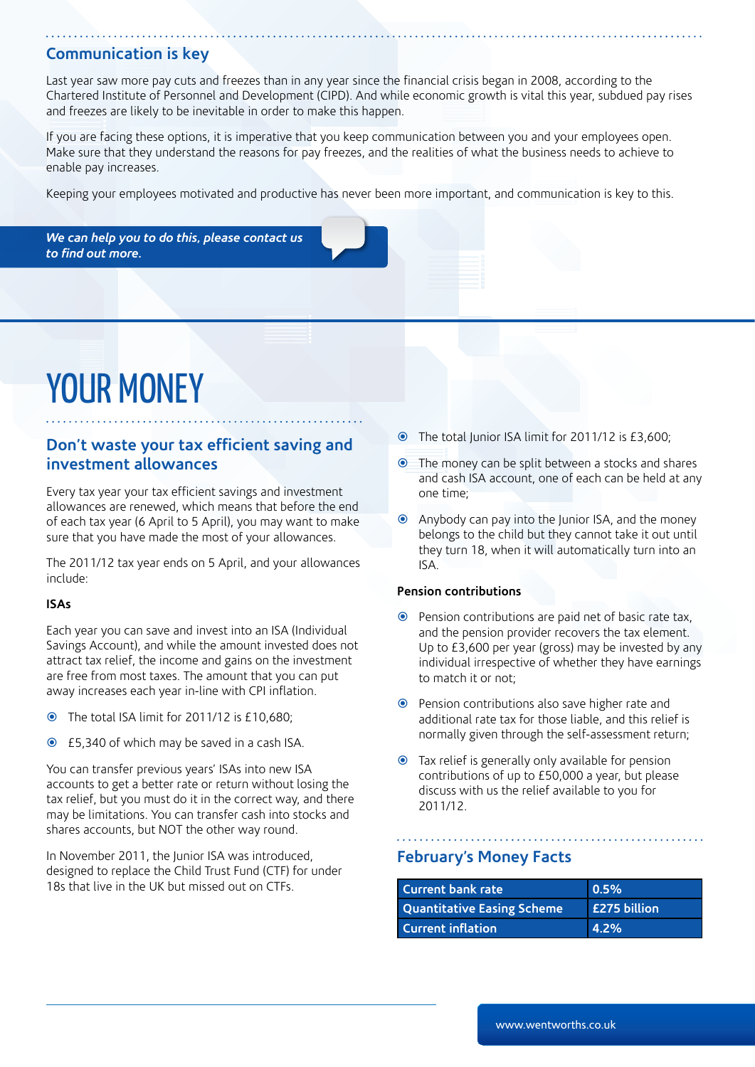## Communication is key

Last year saw more pay cuts and freezes than in any year since the financial crisis began in 2008, according to the Chartered Institute of Personnel and Development (CIPD). And while economic growth is vital this year, subdued pay rises and freezes are likely to be inevitable in order to make this happen.

If you are facing these options, it is imperative that you keep communication between you and your employees open. Make sure that they understand the reasons for pay freezes, and the realities of what the business needs to achieve to enable pay increases.

Keeping your employees motivated and productive has never been more important, and communication is key to this.

***We can help you to do this, please contact us to find out more.***

# YOUR MONEY

## Don't waste your tax efficient saving and investment allowances

Every tax year your tax efficient savings and investment allowances are renewed, which means that before the end of each tax year (6 April to 5 April), you may want to make sure that you have made the most of your allowances.

The 2011/12 tax year ends on 5 April, and your allowances include:

**ISAs**

Each year you can save and invest into an ISA (Individual Savings Account), and while the amount invested does not attract tax relief, the income and gains on the investment are free from most taxes. The amount that you can put away increases each year in-line with CPI inflation.

- The total ISA limit for 2011/12 is £10,680;
- £5,340 of which may be saved in a cash ISA.

You can transfer previous years' ISAs into new ISA accounts to get a better rate or return without losing the tax relief, but you must do it in the correct way, and there may be limitations. You can transfer cash into stocks and shares accounts, but NOT the other way round.

In November 2011, the Junior ISA was introduced, designed to replace the Child Trust Fund (CTF) for under 18s that live in the UK but missed out on CTFs.

- The total Junior ISA limit for 2011/12 is £3,600;
- The money can be split between a stocks and shares and cash ISA account, one of each can be held at any one time;
- Anybody can pay into the Junior ISA, and the money belongs to the child but they cannot take it out until they turn 18, when it will automatically turn into an ISA.

**Pension contributions**

- Pension contributions are paid net of basic rate tax, and the pension provider recovers the tax element. Up to £3,600 per year (gross) may be invested by any individual irrespective of whether they have earnings to match it or not;
- Pension contributions also save higher rate and additional rate tax for those liable, and this relief is normally given through the self-assessment return;
- Tax relief is generally only available for pension contributions of up to £50,000 a year, but please discuss with us the relief available to you for 2011/12.

## February's Money Facts

| | |
|---|---|
| Current bank rate | 0.5% |
| Quantitative Easing Scheme | £275 billion |
| Current inflation | 4.2% |

www.wentworths.co.uk